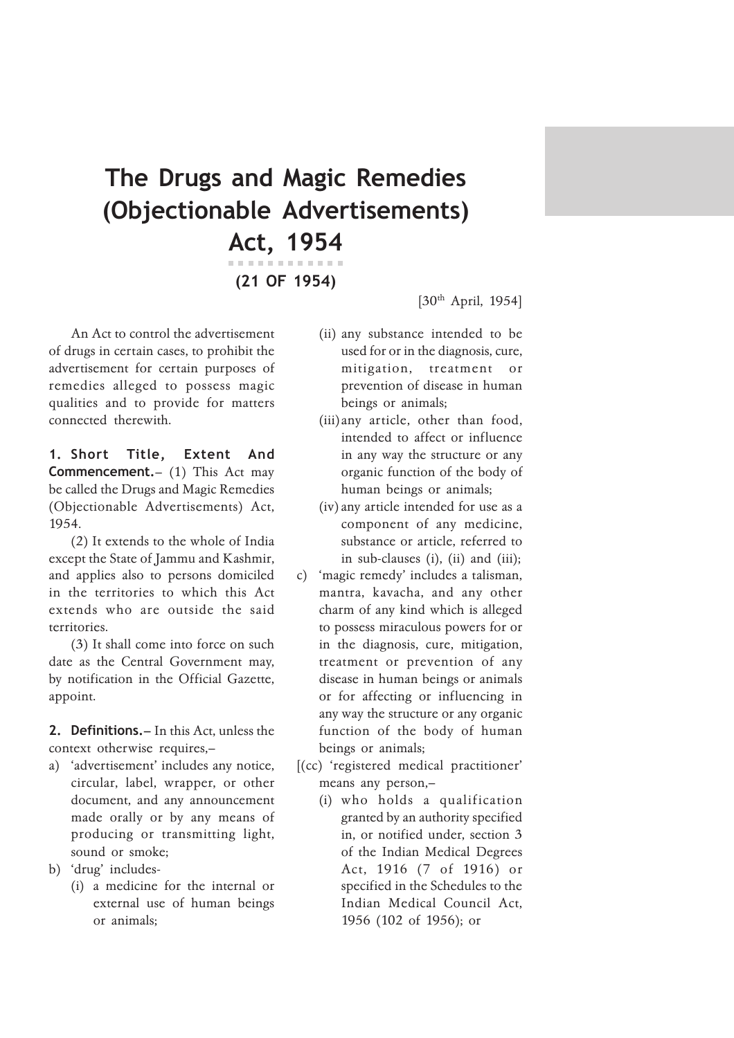# The Drugs and Magic Remedies (Objectionable Advertisements) Act, 1954

**(21 OF 1954)**

[30th April, 1954]

An Act to control the advertisement of drugs in certain cases, to prohibit the advertisement for certain purposes of remedies alleged to possess magic qualities and to provide for matters connected therewith.

**1. Short Title, Extent And Commencement.**– (1) This Act may be called the Drugs and Magic Remedies (Objectionable Advertisements) Act, 1954.

(2) It extends to the whole of India except the State of Jammu and Kashmir, and applies also to persons domiciled in the territories to which this Act extends who are outside the said territories.

(3) It shall come into force on such date as the Central Government may, by notification in the Official Gazette, appoint.

**2. Definitions.**– In this Act, unless the context otherwise requires,–

a) 'advertisement' includes any notice, circular, label, wrapper, or other document, and any announcement made orally or by any means of producing or transmitting light, sound or smoke;

b) 'drug' includes-
   (i) a medicine for the internal or external use of human beings or animals;
   (ii) any substance intended to be used for or in the diagnosis, cure, mitigation, treatment or prevention of disease in human beings or animals;
   (iii) any article, other than food, intended to affect or influence in any way the structure or any organic function of the body of human beings or animals;
   (iv) any article intended for use as a component of any medicine, substance or article, referred to in sub-clauses (i), (ii) and (iii);

c) 'magic remedy' includes a talisman, mantra, kavacha, and any other charm of any kind which is alleged to possess miraculous powers for or in the diagnosis, cure, mitigation, treatment or prevention of any disease in human beings or animals or for affecting or influencing in any way the structure or any organic function of the body of human beings or animals;

[(cc) 'registered medical practitioner' means any person,–
   (i) who holds a qualification granted by an authority specified in, or notified under, section 3 of the Indian Medical Degrees Act, 1916 (7 of 1916) or specified in the Schedules to the Indian Medical Council Act, 1956 (102 of 1956); or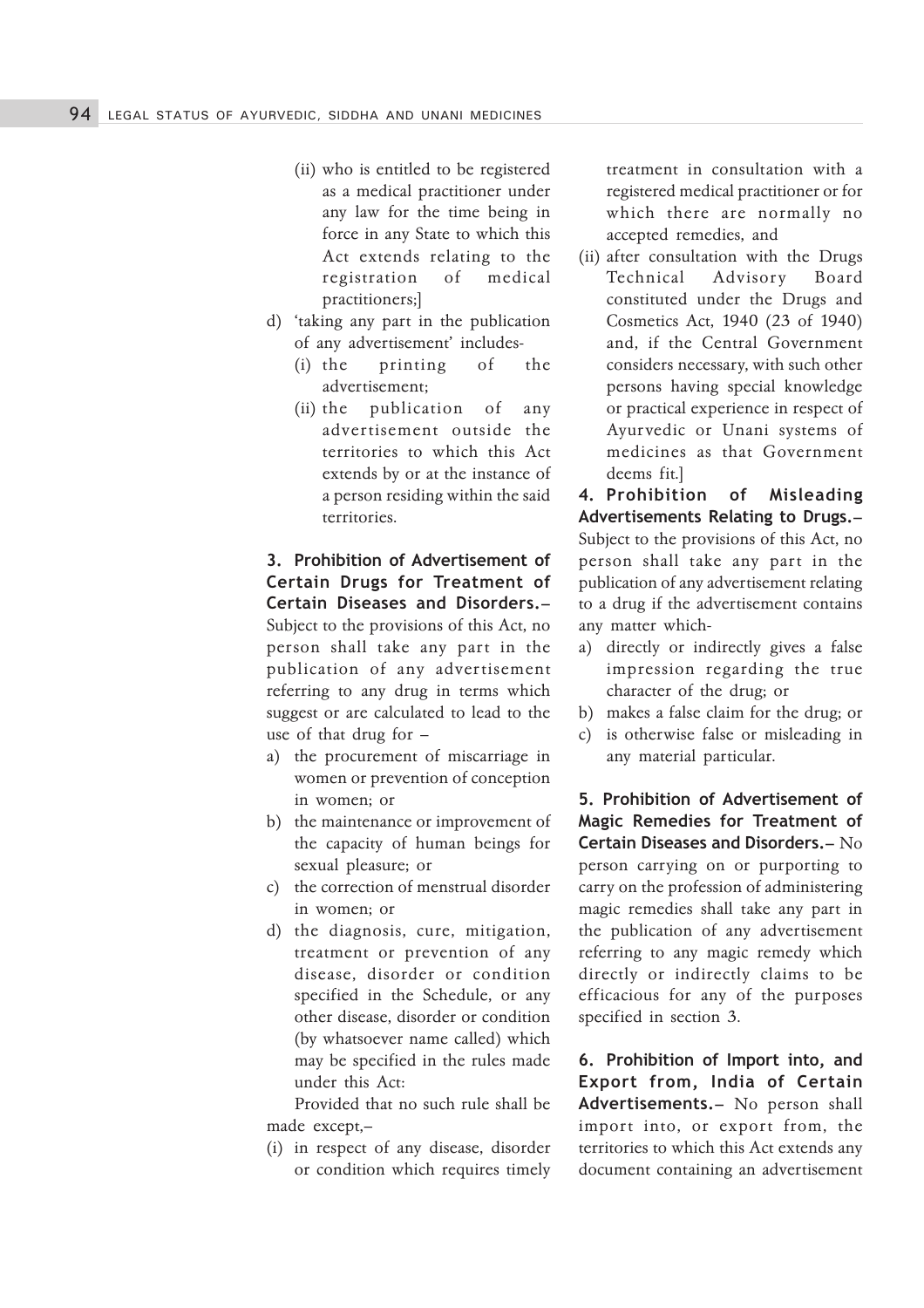(ii) who is entitled to be registered as a medical practitioner under any law for the time being in force in any State to which this Act extends relating to the registration of medical practitioners;]

d) 'taking any part in the publication of any advertisement' includes-
   (i) the printing of the advertisement;
   (ii) the publication of any advertisement outside the territories to which this Act extends by or at the instance of a person residing within the said territories.

**3. Prohibition of Advertisement of Certain Drugs for Treatment of Certain Diseases and Disorders.**– Subject to the provisions of this Act, no person shall take any part in the publication of any advertisement referring to any drug in terms which suggest or are calculated to lead to the use of that drug for –

a) the procurement of miscarriage in women or prevention of conception in women; or
b) the maintenance or improvement of the capacity of human beings for sexual pleasure; or
c) the correction of menstrual disorder in women; or
d) the diagnosis, cure, mitigation, treatment or prevention of any disease, disorder or condition specified in the Schedule, or any other disease, disorder or condition (by whatsoever name called) which may be specified in the rules made under this Act:

Provided that no such rule shall be made except,–

(i) in respect of any disease, disorder or condition which requires timely treatment in consultation with a registered medical practitioner or for which there are normally no accepted remedies, and
(ii) after consultation with the Drugs Technical Advisory Board constituted under the Drugs and Cosmetics Act, 1940 (23 of 1940) and, if the Central Government considers necessary, with such other persons having special knowledge or practical experience in respect of Ayurvedic or Unani systems of medicines as that Government deems fit.]

**4. Prohibition of Misleading Advertisements Relating to Drugs.**– Subject to the provisions of this Act, no person shall take any part in the publication of any advertisement relating to a drug if the advertisement contains any matter which-

a) directly or indirectly gives a false impression regarding the true character of the drug; or
b) makes a false claim for the drug; or
c) is otherwise false or misleading in any material particular.

**5. Prohibition of Advertisement of Magic Remedies for Treatment of Certain Diseases and Disorders.**– No person carrying on or purporting to carry on the profession of administering magic remedies shall take any part in the publication of any advertisement referring to any magic remedy which directly or indirectly claims to be efficacious for any of the purposes specified in section 3.

**6. Prohibition of Import into, and Export from, India of Certain Advertisements.**– No person shall import into, or export from, the territories to which this Act extends any document containing an advertisement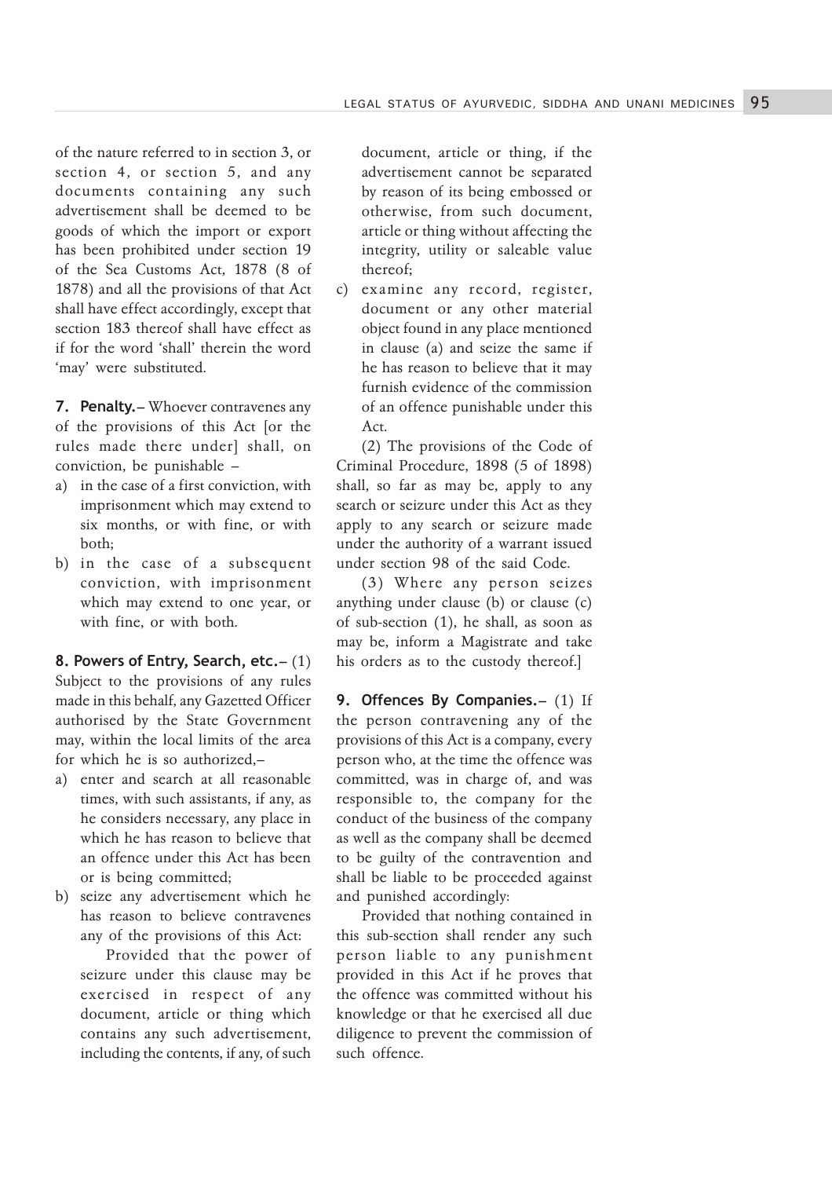of the nature referred to in section 3, or section 4, or section 5, and any documents containing any such advertisement shall be deemed to be goods of which the import or export has been prohibited under section 19 of the Sea Customs Act, 1878 (8 of 1878) and all the provisions of that Act shall have effect accordingly, except that section 183 thereof shall have effect as if for the word 'shall' therein the word 'may' were substituted.

**7. Penalty.**– Whoever contravenes any of the provisions of this Act [or the rules made there under] shall, on conviction, be punishable –

a) in the case of a first conviction, with imprisonment which may extend to six months, or with fine, or with both;
b) in the case of a subsequent conviction, with imprisonment which may extend to one year, or with fine, or with both.

**8. Powers of Entry, Search, etc.**– (1) Subject to the provisions of any rules made in this behalf, any Gazetted Officer authorised by the State Government may, within the local limits of the area for which he is so authorized,–

a) enter and search at all reasonable times, with such assistants, if any, as he considers necessary, any place in which he has reason to believe that an offence under this Act has been or is being committed;
b) seize any advertisement which he has reason to believe contravenes any of the provisions of this Act:

   Provided that the power of seizure under this clause may be exercised in respect of any document, article or thing which contains any such advertisement, including the contents, if any, of such document, article or thing, if the advertisement cannot be separated by reason of its being embossed or otherwise, from such document, article or thing without affecting the integrity, utility or saleable value thereof;
c) examine any record, register, document or any other material object found in any place mentioned in clause (a) and seize the same if he has reason to believe that it may furnish evidence of the commission of an offence punishable under this Act.

(2) The provisions of the Code of Criminal Procedure, 1898 (5 of 1898) shall, so far as may be, apply to any search or seizure under this Act as they apply to any search or seizure made under the authority of a warrant issued under section 98 of the said Code.

(3) Where any person seizes anything under clause (b) or clause (c) of sub-section (1), he shall, as soon as may be, inform a Magistrate and take his orders as to the custody thereof.]

**9. Offences By Companies.**– (1) If the person contravening any of the provisions of this Act is a company, every person who, at the time the offence was committed, was in charge of, and was responsible to, the company for the conduct of the business of the company as well as the company shall be deemed to be guilty of the contravention and shall be liable to be proceeded against and punished accordingly:

Provided that nothing contained in this sub-section shall render any such person liable to any punishment provided in this Act if he proves that the offence was committed without his knowledge or that he exercised all due diligence to prevent the commission of such offence.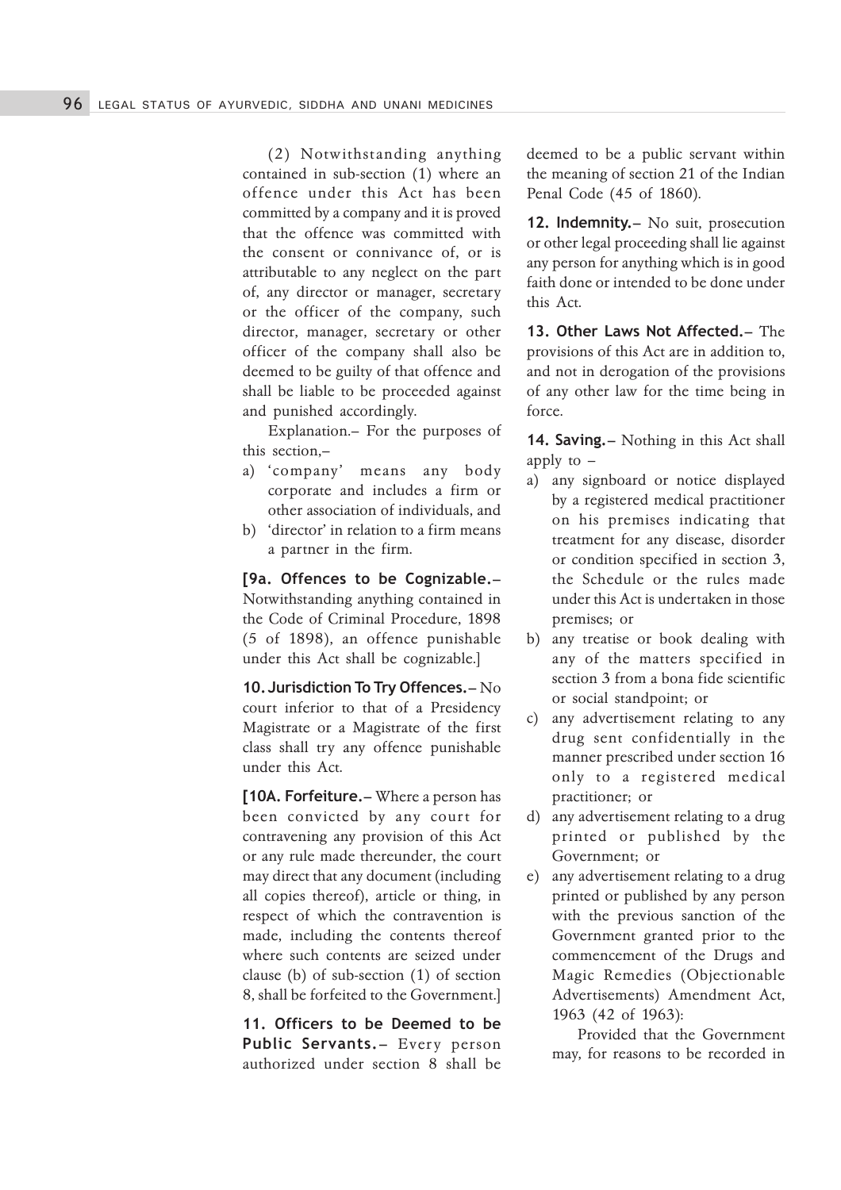(2) Notwithstanding anything contained in sub-section (1) where an offence under this Act has been committed by a company and it is proved that the offence was committed with the consent or connivance of, or is attributable to any neglect on the part of, any director or manager, secretary or the officer of the company, such director, manager, secretary or other officer of the company shall also be deemed to be guilty of that offence and shall be liable to be proceeded against and punished accordingly.

Explanation.– For the purposes of this section,–

a) 'company' means any body corporate and includes a firm or other association of individuals, and
b) 'director' in relation to a firm means a partner in the firm.

**[9a. Offences to be Cognizable.**– Notwithstanding anything contained in the Code of Criminal Procedure, 1898 (5 of 1898), an offence punishable under this Act shall be cognizable.]

**10. Jurisdiction To Try Offences.**– No court inferior to that of a Presidency Magistrate or a Magistrate of the first class shall try any offence punishable under this Act.

**[10A. Forfeiture.**– Where a person has been convicted by any court for contravening any provision of this Act or any rule made thereunder, the court may direct that any document (including all copies thereof), article or thing, in respect of which the contravention is made, including the contents thereof where such contents are seized under clause (b) of sub-section (1) of section 8, shall be forfeited to the Government.]

**11. Officers to be Deemed to be Public Servants.**– Every person authorized under section 8 shall be deemed to be a public servant within the meaning of section 21 of the Indian Penal Code (45 of 1860).

**12. Indemnity.**– No suit, prosecution or other legal proceeding shall lie against any person for anything which is in good faith done or intended to be done under this Act.

**13. Other Laws Not Affected.**– The provisions of this Act are in addition to, and not in derogation of the provisions of any other law for the time being in force.

**14. Saving.**– Nothing in this Act shall apply to –

a) any signboard or notice displayed by a registered medical practitioner on his premises indicating that treatment for any disease, disorder or condition specified in section 3, the Schedule or the rules made under this Act is undertaken in those premises; or
b) any treatise or book dealing with any of the matters specified in section 3 from a bona fide scientific or social standpoint; or
c) any advertisement relating to any drug sent confidentially in the manner prescribed under section 16 only to a registered medical practitioner; or
d) any advertisement relating to a drug printed or published by the Government; or
e) any advertisement relating to a drug printed or published by any person with the previous sanction of the Government granted prior to the commencement of the Drugs and Magic Remedies (Objectionable Advertisements) Amendment Act, 1963 (42 of 1963):

Provided that the Government may, for reasons to be recorded in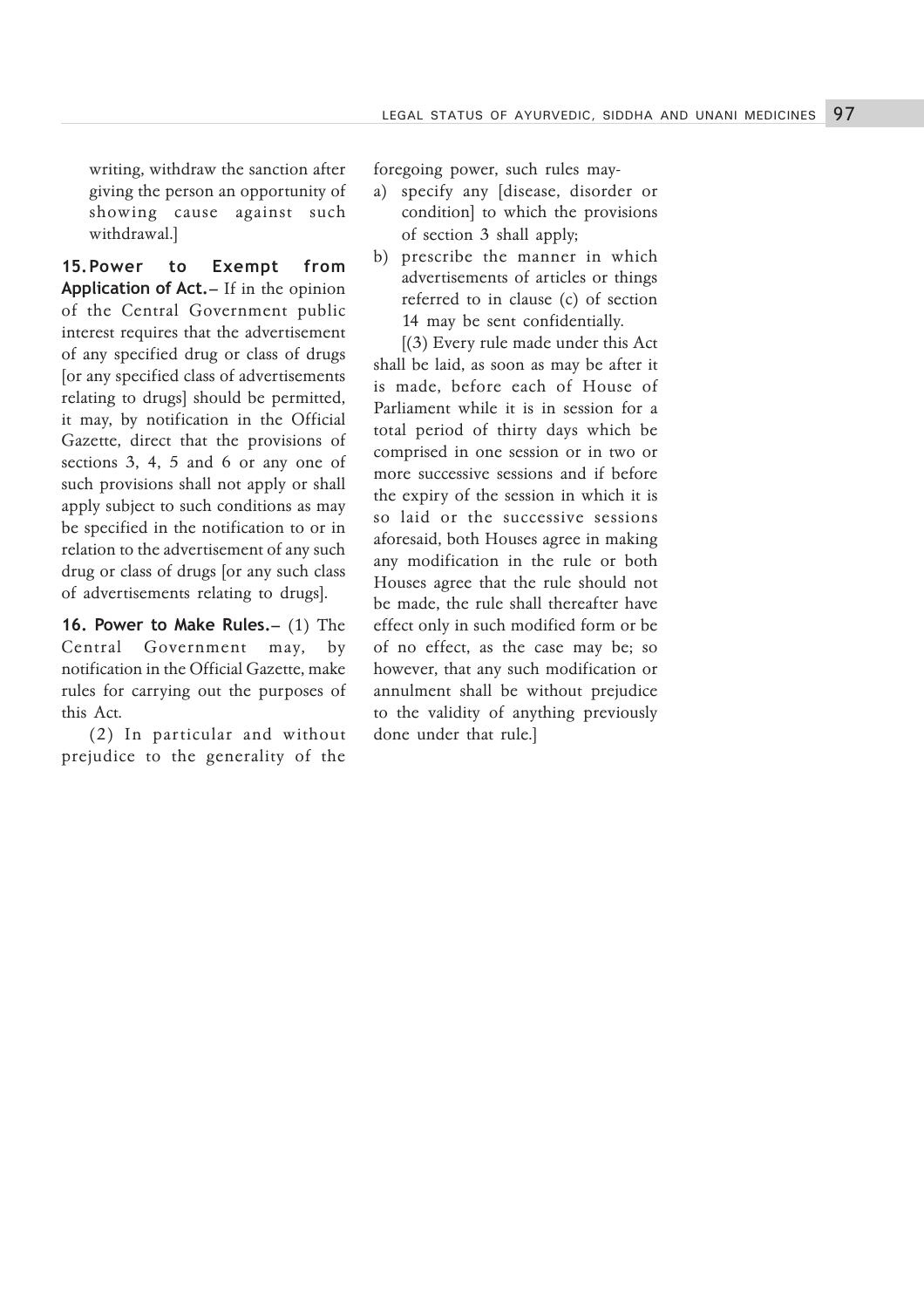writing, withdraw the sanction after giving the person an opportunity of showing cause against such withdrawal.]

**15. Power to Exempt from Application of Act.–** If in the opinion of the Central Government public interest requires that the advertisement of any specified drug or class of drugs [or any specified class of advertisements relating to drugs] should be permitted, it may, by notification in the Official Gazette, direct that the provisions of sections 3, 4, 5 and 6 or any one of such provisions shall not apply or shall apply subject to such conditions as may be specified in the notification to or in relation to the advertisement of any such drug or class of drugs [or any such class of advertisements relating to drugs].

**16. Power to Make Rules.–** (1) The Central Government may, by notification in the Official Gazette, make rules for carrying out the purposes of this Act.

(2) In particular and without prejudice to the generality of the foregoing power, such rules may-

a) specify any [disease, disorder or condition] to which the provisions of section 3 shall apply;
b) prescribe the manner in which advertisements of articles or things referred to in clause (c) of section 14 may be sent confidentially.

[(3) Every rule made under this Act shall be laid, as soon as may be after it is made, before each of House of Parliament while it is in session for a total period of thirty days which be comprised in one session or in two or more successive sessions and if before the expiry of the session in which it is so laid or the successive sessions aforesaid, both Houses agree in making any modification in the rule or both Houses agree that the rule should not be made, the rule shall thereafter have effect only in such modified form or be of no effect, as the case may be; so however, that any such modification or annulment shall be without prejudice to the validity of anything previously done under that rule.]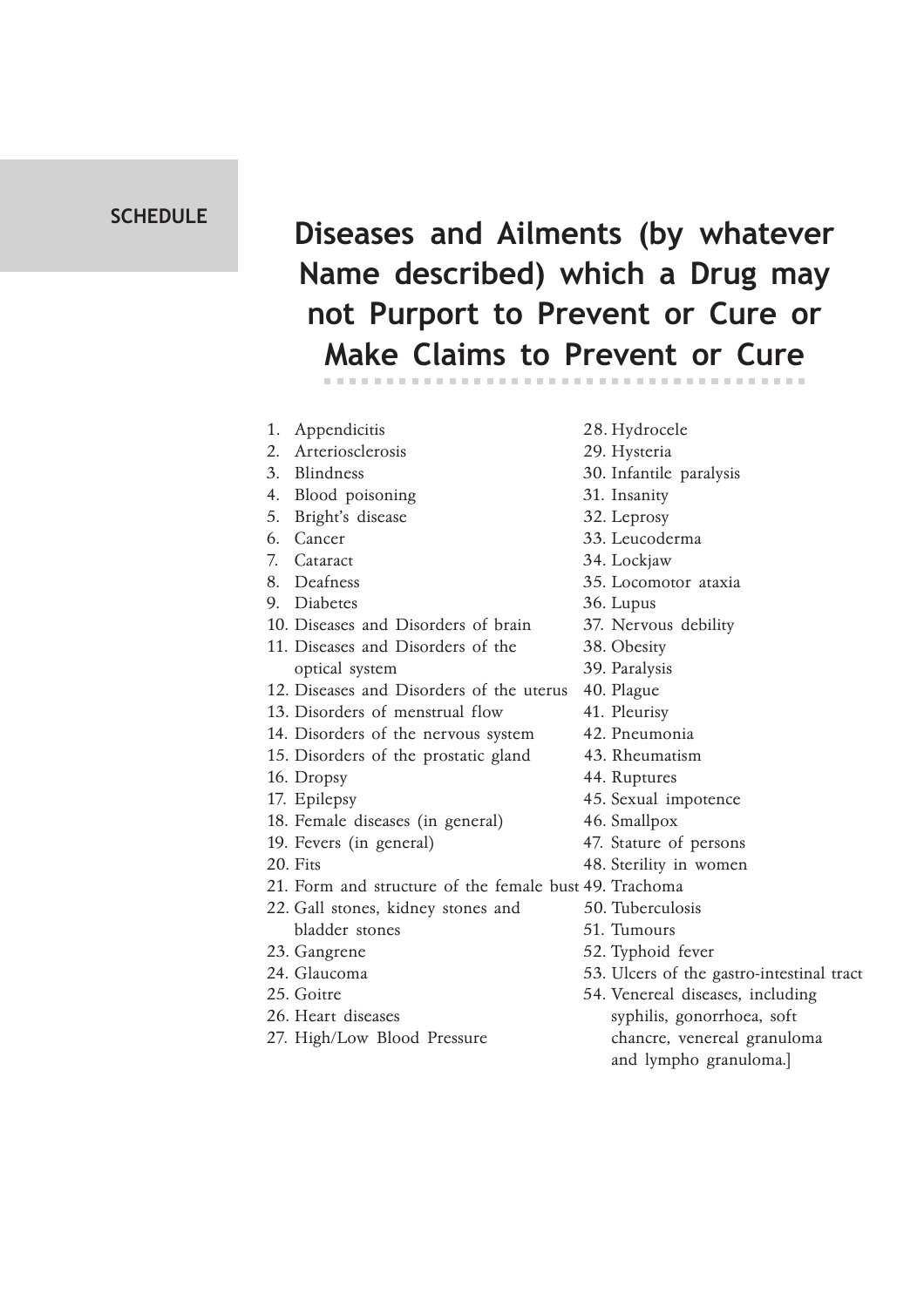**SCHEDULE**

# Diseases and Ailments (by whatever Name described) which a Drug may not Purport to Prevent or Cure or Make Claims to Prevent or Cure

1. Appendicitis
2. Arteriosclerosis
3. Blindness
4. Blood poisoning
5. Bright's disease
6. Cancer
7. Cataract
8. Deafness
9. Diabetes
10. Diseases and Disorders of brain
11. Diseases and Disorders of the optical system
12. Diseases and Disorders of the uterus
13. Disorders of menstrual flow
14. Disorders of the nervous system
15. Disorders of the prostatic gland
16. Dropsy
17. Epilepsy
18. Female diseases (in general)
19. Fevers (in general)
20. Fits
21. Form and structure of the female bust
22. Gall stones, kidney stones and bladder stones
23. Gangrene
24. Glaucoma
25. Goitre
26. Heart diseases
27. High/Low Blood Pressure
28. Hydrocele
29. Hysteria
30. Infantile paralysis
31. Insanity
32. Leprosy
33. Leucoderma
34. Lockjaw
35. Locomotor ataxia
36. Lupus
37. Nervous debility
38. Obesity
39. Paralysis
40. Plague
41. Pleurisy
42. Pneumonia
43. Rheumatism
44. Ruptures
45. Sexual impotence
46. Smallpox
47. Stature of persons
48. Sterility in women
49. Trachoma
50. Tuberculosis
51. Tumours
52. Typhoid fever
53. Ulcers of the gastro-intestinal tract
54. Venereal diseases, including syphilis, gonorrhoea, soft chancre, venereal granuloma and lympho granuloma.]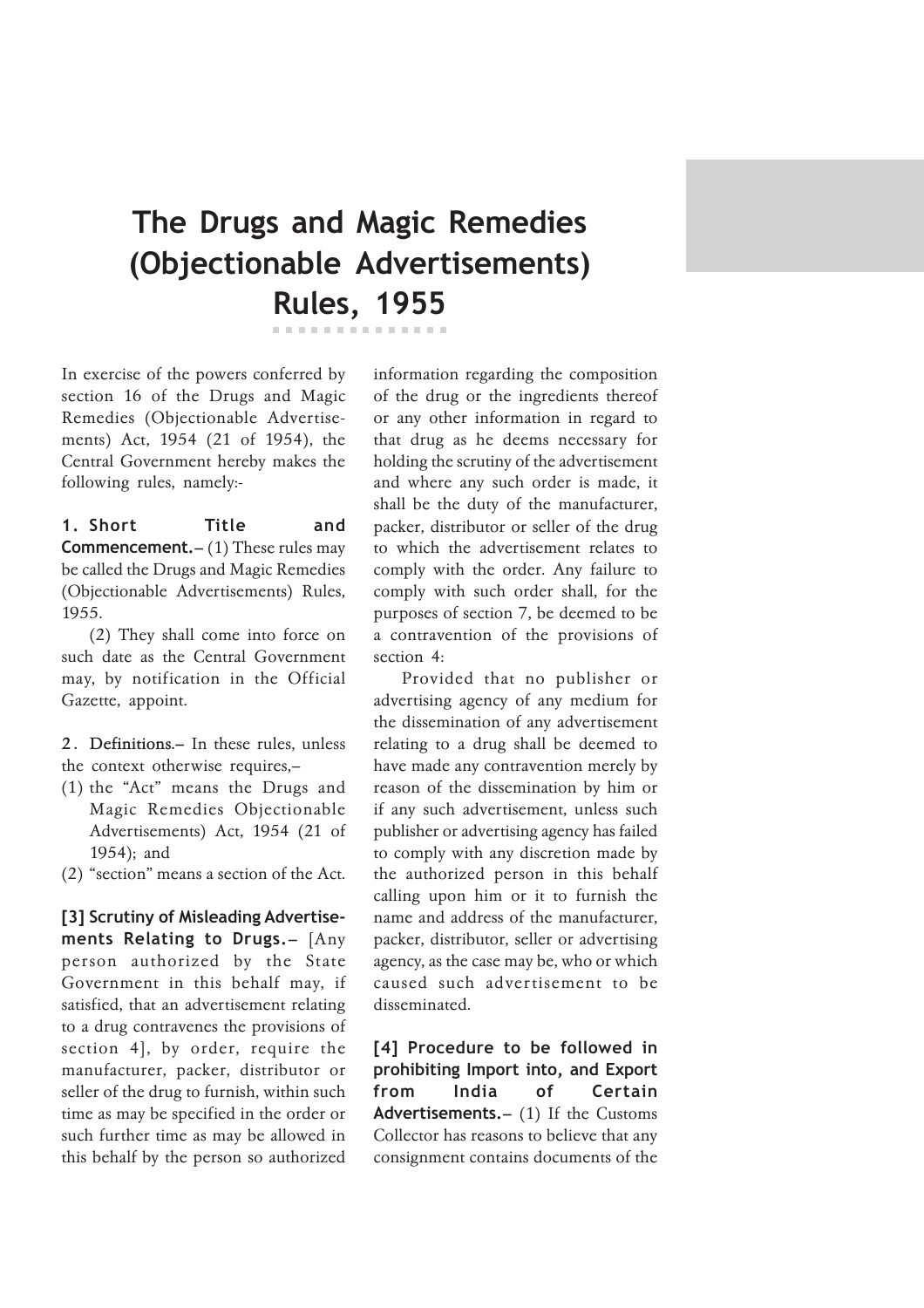# The Drugs and Magic Remedies (Objectionable Advertisements) Rules, 1955

In exercise of the powers conferred by section 16 of the Drugs and Magic Remedies (Objectionable Advertisements) Act, 1954 (21 of 1954), the Central Government hereby makes the following rules, namely:-

**1. Short Title and Commencement.**– (1) These rules may be called the Drugs and Magic Remedies (Objectionable Advertisements) Rules, 1955.

(2) They shall come into force on such date as the Central Government may, by notification in the Official Gazette, appoint.

**2. Definitions.**– In these rules, unless the context otherwise requires,–

(1) the "Act" means the Drugs and Magic Remedies Objectionable Advertisements) Act, 1954 (21 of 1954); and

(2) "section" means a section of the Act.

**[3] Scrutiny of Misleading Advertisements Relating to Drugs.**– [Any person authorized by the State Government in this behalf may, if satisfied, that an advertisement relating to a drug contravenes the provisions of section 4], by order, require the manufacturer, packer, distributor or seller of the drug to furnish, within such time as may be specified in the order or such further time as may be allowed in this behalf by the person so authorized information regarding the composition of the drug or the ingredients thereof or any other information in regard to that drug as he deems necessary for holding the scrutiny of the advertisement and where any such order is made, it shall be the duty of the manufacturer, packer, distributor or seller of the drug to which the advertisement relates to comply with the order. Any failure to comply with such order shall, for the purposes of section 7, be deemed to be a contravention of the provisions of section 4:

Provided that no publisher or advertising agency of any medium for the dissemination of any advertisement relating to a drug shall be deemed to have made any contravention merely by reason of the dissemination by him or if any such advertisement, unless such publisher or advertising agency has failed to comply with any discretion made by the authorized person in this behalf calling upon him or it to furnish the name and address of the manufacturer, packer, distributor, seller or advertising agency, as the case may be, who or which caused such advertisement to be disseminated.

**[4] Procedure to be followed in prohibiting Import into, and Export from India of Certain Advertisements.**– (1) If the Customs Collector has reasons to believe that any consignment contains documents of the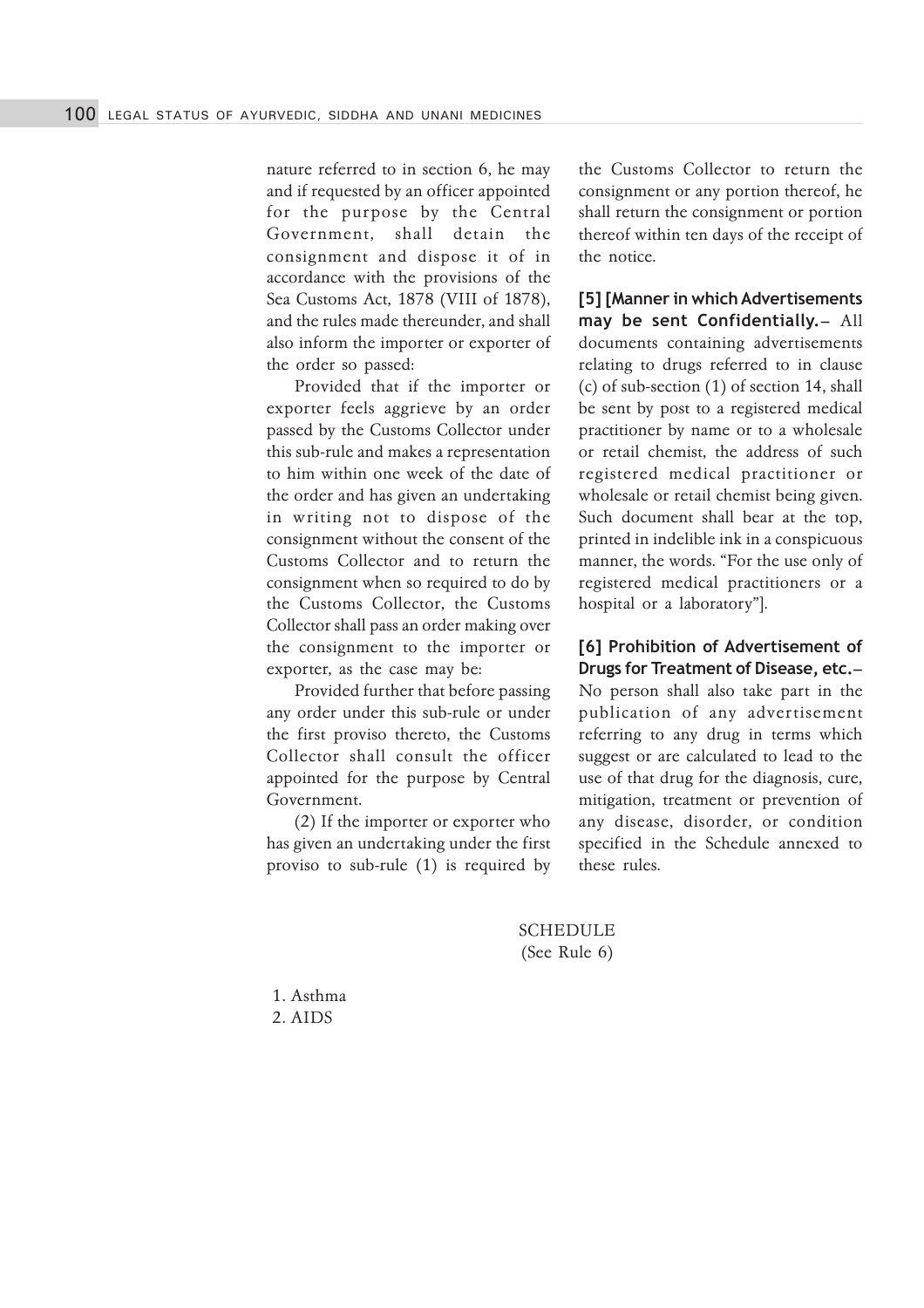nature referred to in section 6, he may and if requested by an officer appointed for the purpose by the Central Government, shall detain the consignment and dispose it of in accordance with the provisions of the Sea Customs Act, 1878 (VIII of 1878), and the rules made thereunder, and shall also inform the importer or exporter of the order so passed:

Provided that if the importer or exporter feels aggrieve by an order passed by the Customs Collector under this sub-rule and makes a representation to him within one week of the date of the order and has given an undertaking in writing not to dispose of the consignment without the consent of the Customs Collector and to return the consignment when so required to do by the Customs Collector, the Customs Collector shall pass an order making over the consignment to the importer or exporter, as the case may be:

Provided further that before passing any order under this sub-rule or under the first proviso thereto, the Customs Collector shall consult the officer appointed for the purpose by Central Government.

(2) If the importer or exporter who has given an undertaking under the first proviso to sub-rule (1) is required by the Customs Collector to return the consignment or any portion thereof, he shall return the consignment or portion thereof within ten days of the receipt of the notice.

**[5] [Manner in which Advertisements may be sent Confidentially.**– All documents containing advertisements relating to drugs referred to in clause (c) of sub-section (1) of section 14, shall be sent by post to a registered medical practitioner by name or to a wholesale or retail chemist, the address of such registered medical practitioner or wholesale or retail chemist being given. Such document shall bear at the top, printed in indelible ink in a conspicuous manner, the words. "For the use only of registered medical practitioners or a hospital or a laboratory"].

**[6] Prohibition of Advertisement of Drugs for Treatment of Disease, etc.**– No person shall also take part in the publication of any advertisement referring to any drug in terms which suggest or are calculated to lead to the use of that drug for the diagnosis, cure, mitigation, treatment or prevention of any disease, disorder, or condition specified in the Schedule annexed to these rules.

SCHEDULE
(See Rule 6)

1. Asthma
2. AIDS